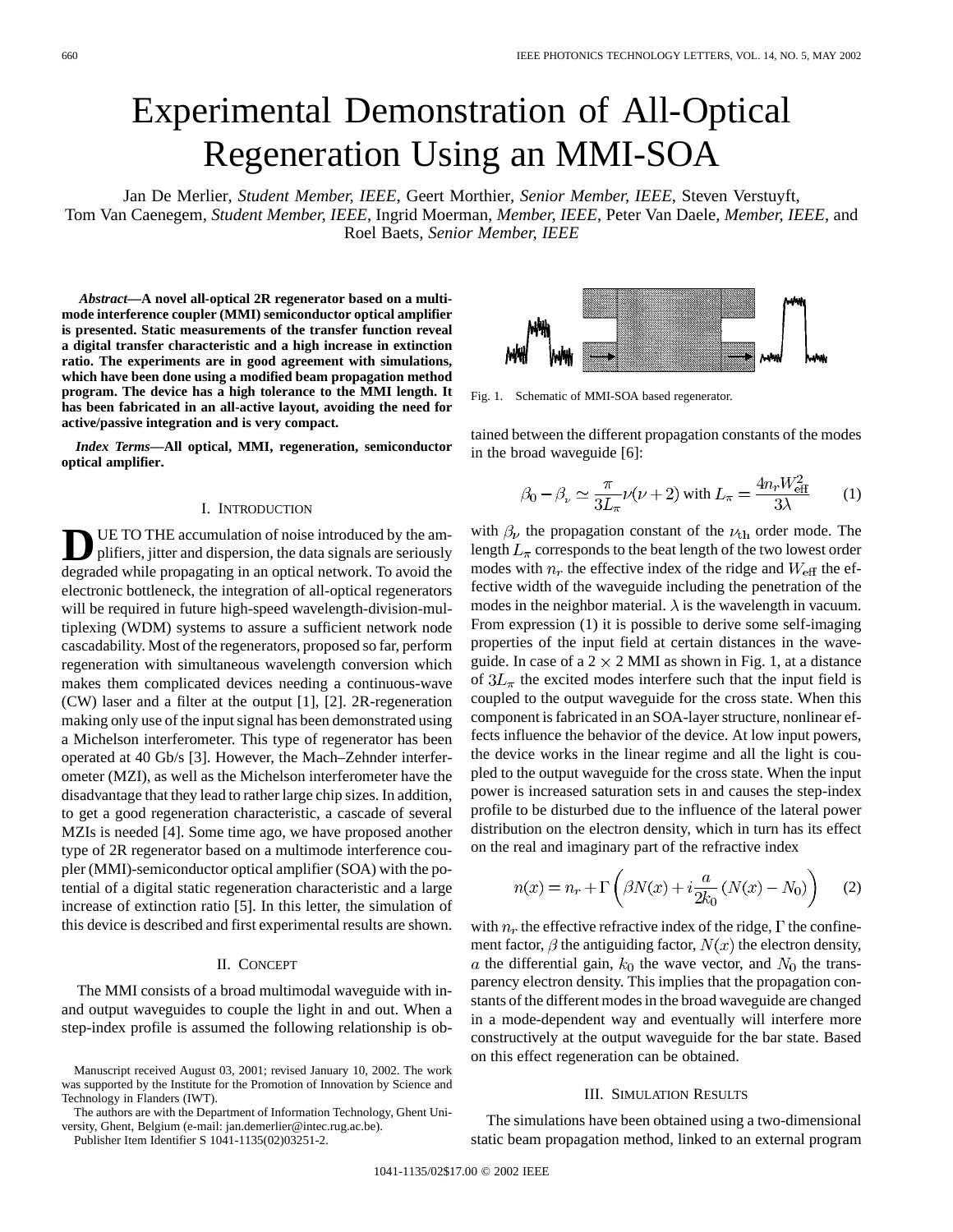# Experimental Demonstration of All-Optical Regeneration Using an MMI-SOA

Jan De Merlier, *Student Member, IEEE*, Geert Morthier, *Senior Member, IEEE*, Steven Verstuyft, Tom Van Caenegem, *Student Member, IEEE*, Ingrid Moerman, *Member, IEEE*, Peter Van Daele, *Member, IEEE*, and Roel Baets, *Senior Member, IEEE*

***Abstract*—A novel all-optical 2R regenerator based on a multimode interference coupler (MMI) semiconductor optical amplifier is presented. Static measurements of the transfer function reveal a digital transfer characteristic and a high increase in extinction ratio. The experiments are in good agreement with simulations, which have been done using a modified beam propagation method program. The device has a high tolerance to the MMI length. It has been fabricated in an all-active layout, avoiding the need for active/passive integration and is very compact.**

***Index Terms*—All optical, MMI, regeneration, semiconductor optical amplifier.**

## I. Introduction

Due to the accumulation of noise introduced by the amplifiers, jitter and dispersion, the data signals are seriously degraded while propagating in an optical network. To avoid the electronic bottleneck, the integration of all-optical regenerators will be required in future high-speed wavelength-division-multiplexing (WDM) systems to assure a sufficient network node cascadability. Most of the regenerators, proposed so far, perform regeneration with simultaneous wavelength conversion which makes them complicated devices needing a continuous-wave (CW) laser and a filter at the output [1], [2]. 2R-regeneration making only use of the input signal has been demonstrated using a Michelson interferometer. This type of regenerator has been operated at 40 Gb/s [3]. However, the Mach–Zehnder interferometer (MZI), as well as the Michelson interferometer have the disadvantage that they lead to rather large chip sizes. In addition, to get a good regeneration characteristic, a cascade of several MZIs is needed [4]. Some time ago, we have proposed another type of 2R regenerator based on a multimode interference coupler (MMI)-semiconductor optical amplifier (SOA) with the potential of a digital static regeneration characteristic and a large increase of extinction ratio [5]. In this letter, the simulation of this device is described and first experimental results are shown.

## II. Concept

The MMI consists of a broad multimodal waveguide with in- and output waveguides to couple the light in and out. When a step-index profile is assumed the following relationship is obtained between the different propagation constants of the modes in the broad waveguide [6]:

$$\beta_0 - \beta_\nu \simeq \frac{\pi}{3L_\pi}\nu(\nu+2) \text{ with } L_\pi = \frac{4n_r W_{\text{eff}}^2}{3\lambda} \qquad (1)$$

with $\beta_\nu$ the propagation constant of the $\nu_{\text{th}}$ order mode. The length $L_\pi$ corresponds to the beat length of the two lowest order modes with $n_r$ the effective index of the ridge and $W_{\text{eff}}$ the effective width of the waveguide including the penetration of the modes in the neighbor material. $\lambda$ is the wavelength in vacuum. From expression (1) it is possible to derive some self-imaging properties of the input field at certain distances in the waveguide. In case of a $2 \times 2$ MMI as shown in Fig. 1, at a distance of $3L_\pi$ the excited modes interfere such that the input field is coupled to the output waveguide for the cross state. When this component is fabricated in an SOA-layer structure, nonlinear effects influence the behavior of the device. At low input powers, the device works in the linear regime and all the light is coupled to the output waveguide for the cross state. When the input power is increased saturation sets in and causes the step-index profile to be disturbed due to the influence of the lateral power distribution on the electron density, which in turn has its effect on the real and imaginary part of the refractive index

Fig. 1. Schematic of MMI-SOA based regenerator.

$$n(x) = n_r + \Gamma\left(\beta N(x) + i\frac{a}{2k_0}(N(x) - N_0)\right) \qquad (2)$$

with $n_r$ the effective refractive index of the ridge, $\Gamma$ the confinement factor, $\beta$ the antiguiding factor, $N(x)$ the electron density, $a$ the differential gain, $k_0$ the wave vector, and $N_0$ the transparency electron density. This implies that the propagation constants of the different modes in the broad waveguide are changed in a mode-dependent way and eventually will interfere more constructively at the output waveguide for the bar state. Based on this effect regeneration can be obtained.

## III. Simulation Results

The simulations have been obtained using a two-dimensional static beam propagation method, linked to an external program

Manuscript received August 03, 2001; revised January 10, 2002. The work was supported by the Institute for the Promotion of Innovation by Science and Technology in Flanders (IWT).

The authors are with the Department of Information Technology, Ghent University, Ghent, Belgium (e-mail: jan.demerlier@intec.rug.ac.be).

Publisher Item Identifier S 1041-1135(02)03251-2.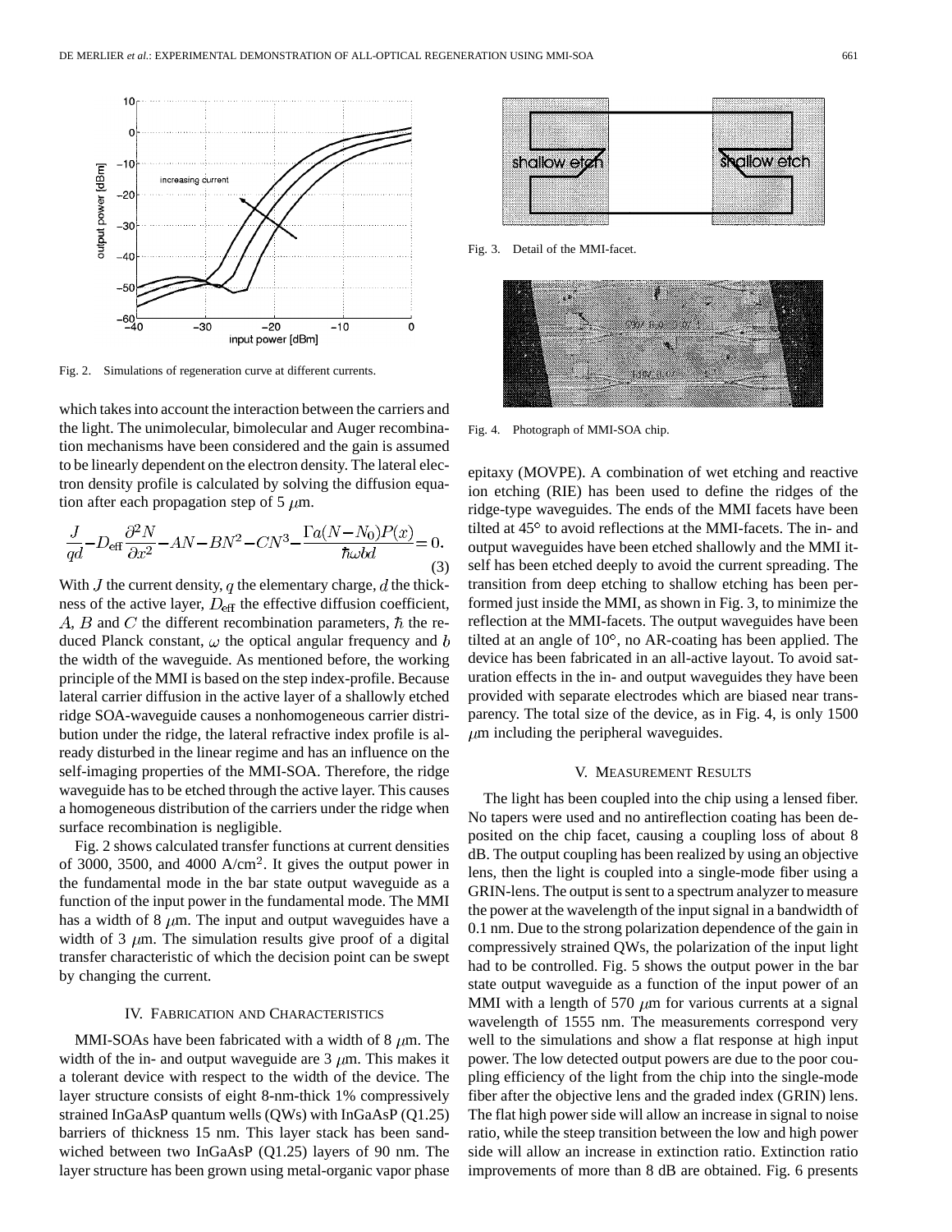Fig. 2. Simulations of regeneration curve at different currents.

which takes into account the interaction between the carriers and the light. The unimolecular, bimolecular and Auger recombination mechanisms have been considered and the gain is assumed to be linearly dependent on the electron density. The lateral electron density profile is calculated by solving the diffusion equation after each propagation step of 5 $\mu$m.

$$\frac{J}{qd} - D_{\text{eff}} \frac{\partial^2 N}{\partial x^2} - AN - BN^2 - CN^3 - \frac{\Gamma a(N - N_0)P(x)}{\hbar \omega b d} = 0. \tag{3}$$

With $J$ the current density, $q$ the elementary charge, $d$ the thickness of the active layer, $D_{\text{eff}}$ the effective diffusion coefficient, $A$, $B$ and $C$ the different recombination parameters, $\hbar$ the reduced Planck constant, $\omega$ the optical angular frequency and $b$ the width of the waveguide. As mentioned before, the working principle of the MMI is based on the step index-profile. Because lateral carrier diffusion in the active layer of a shallowly etched ridge SOA-waveguide causes a nonhomogeneous carrier distribution under the ridge, the lateral refractive index profile is already disturbed in the linear regime and has an influence on the self-imaging properties of the MMI-SOA. Therefore, the ridge waveguide has to be etched through the active layer. This causes a homogeneous distribution of the carriers under the ridge when surface recombination is negligible.

Fig. 2 shows calculated transfer functions at current densities of 3000, 3500, and 4000 A/cm$^2$. It gives the output power in the fundamental mode in the bar state output waveguide as a function of the input power in the fundamental mode. The MMI has a width of 8 $\mu$m. The input and output waveguides have a width of 3 $\mu$m. The simulation results give proof of a digital transfer characteristic of which the decision point can be swept by changing the current.

## IV. Fabrication and Characteristics

MMI-SOAs have been fabricated with a width of 8 $\mu$m. The width of the in- and output waveguide are 3 $\mu$m. This makes it a tolerant device with respect to the width of the device. The layer structure consists of eight 8-nm-thick 1% compressively strained InGaAsP quantum wells (QWs) with InGaAsP (Q1.25) barriers of thickness 15 nm. This layer stack has been sandwiched between two InGaAsP (Q1.25) layers of 90 nm. The layer structure has been grown using metal-organic vapor phase epitaxy (MOVPE). A combination of wet etching and reactive ion etching (RIE) has been used to define the ridges of the ridge-type waveguides. The ends of the MMI facets have been tilted at 45° to avoid reflections at the MMI-facets. The in- and output waveguides have been etched shallowly and the MMI itself has been etched deeply to avoid the current spreading. The transition from deep etching to shallow etching has been performed just inside the MMI, as shown in Fig. 3, to minimize the reflection at the MMI-facets. The output waveguides have been tilted at an angle of 10°, no AR-coating has been applied. The device has been fabricated in an all-active layout. To avoid saturation effects in the in- and output waveguides they have been provided with separate electrodes which are biased near transparency. The total size of the device, as in Fig. 4, is only 1500 $\mu$m including the peripheral waveguides.

Fig. 3. Detail of the MMI-facet.

Fig. 4. Photograph of MMI-SOA chip.

## V. Measurement Results

The light has been coupled into the chip using a lensed fiber. No tapers were used and no antireflection coating has been deposited on the chip facet, causing a coupling loss of about 8 dB. The output coupling has been realized by using an objective lens, then the light is coupled into a single-mode fiber using a GRIN-lens. The output is sent to a spectrum analyzer to measure the power at the wavelength of the input signal in a bandwidth of 0.1 nm. Due to the strong polarization dependence of the gain in compressively strained QWs, the polarization of the input light had to be controlled. Fig. 5 shows the output power in the bar state output waveguide as a function of the input power of an MMI with a length of 570 $\mu$m for various currents at a signal wavelength of 1555 nm. The measurements correspond very well to the simulations and show a flat response at high input power. The low detected output powers are due to the poor coupling efficiency of the light from the chip into the single-mode fiber after the objective lens and the graded index (GRIN) lens. The flat high power side will allow an increase in signal to noise ratio, while the steep transition between the low and high power side will allow an increase in extinction ratio. Extinction ratio improvements of more than 8 dB are obtained. Fig. 6 presents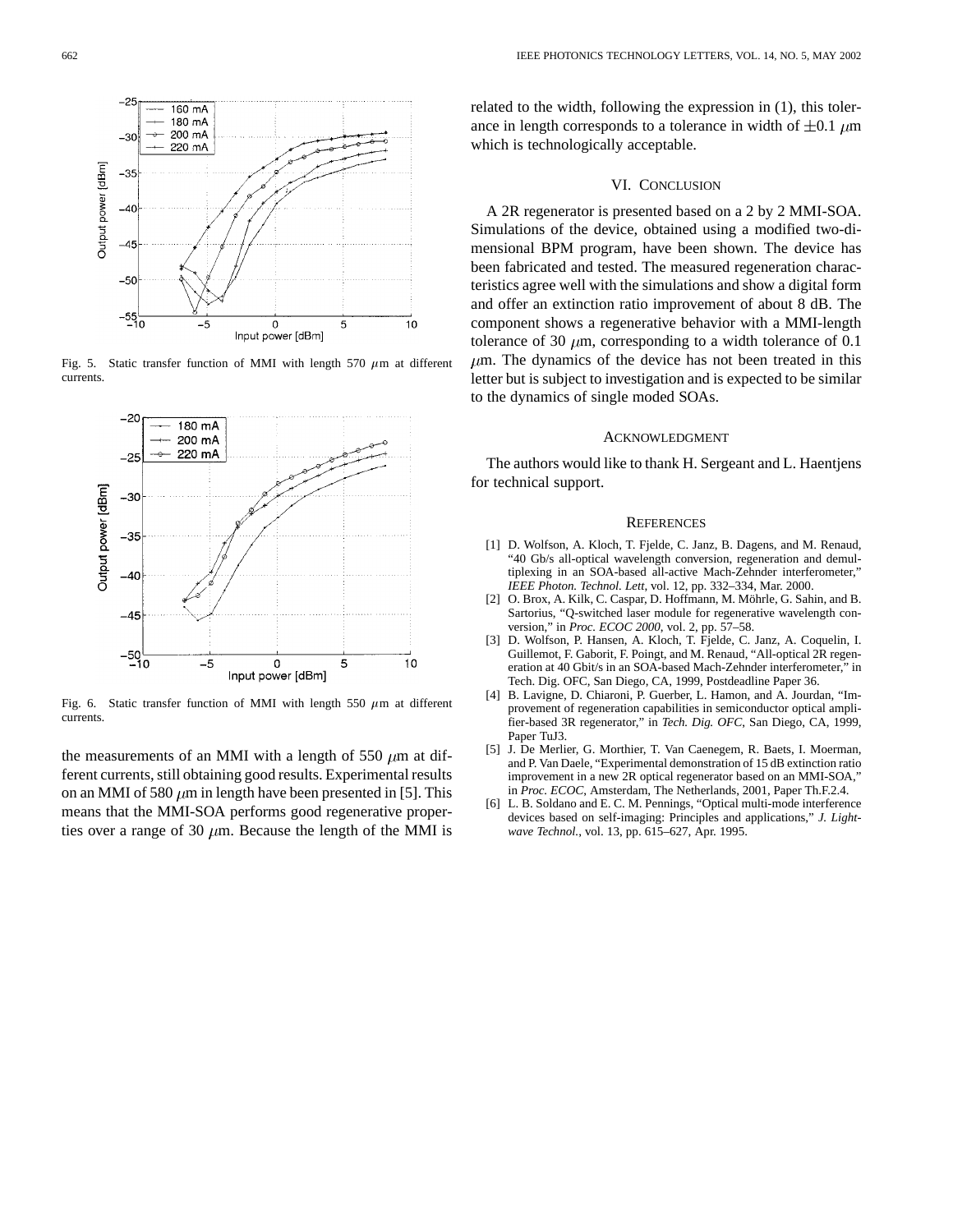-25
-30
-35
-40
-45
-50
-55
-10
-5
0
5
10
Output power [dBm]
Input power [dBm]
160 mA
180 mA
200 mA
220 mA

Fig. 5. Static transfer function of MMI with length 570 $\mu$m at different currents.

-20
-25
-30
-35
-40
-45
-50
-10
-5
0
5
10
Output power [dBm]
Input power [dBm]
180 mA
200 mA
220 mA

Fig. 6. Static transfer function of MMI with length 550 $\mu$m at different currents.

the measurements of an MMI with a length of 550 $\mu$m at different currents, still obtaining good results. Experimental results on an MMI of 580 $\mu$m in length have been presented in [5]. This means that the MMI-SOA performs good regenerative properties over a range of 30 $\mu$m. Because the length of the MMI is related to the width, following the expression in (1), this tolerance in length corresponds to a tolerance in width of $\pm 0.1$ $\mu$m which is technologically acceptable.

## VI. Conclusion

A 2R regenerator is presented based on a 2 by 2 MMI-SOA. Simulations of the device, obtained using a modified two-dimensional BPM program, have been shown. The device has been fabricated and tested. The measured regeneration characteristics agree well with the simulations and show a digital form and offer an extinction ratio improvement of about 8 dB. The component shows a regenerative behavior with a MMI-length tolerance of 30 $\mu$m, corresponding to a width tolerance of 0.1 $\mu$m. The dynamics of the device has not been treated in this letter but is subject to investigation and is expected to be similar to the dynamics of single moded SOAs.

## Acknowledgment

The authors would like to thank H. Sergeant and L. Haentjens for technical support.

## References

[1] D. Wolfson, A. Kloch, T. Fjelde, C. Janz, B. Dagens, and M. Renaud, "40 Gb/s all-optical wavelength conversion, regeneration and demultiplexing in an SOA-based all-active Mach-Zehnder interferometer," *IEEE Photon. Technol. Lett*, vol. 12, pp. 332–334, Mar. 2000.

[2] O. Brox, A. Kilk, C. Caspar, D. Hoffmann, M. Möhrle, G. Sahin, and B. Sartorius, "Q-switched laser module for regenerative wavelength conversion," in *Proc. ECOC 2000*, vol. 2, pp. 57–58.

[3] D. Wolfson, P. Hansen, A. Kloch, T. Fjelde, C. Janz, A. Coquelin, I. Guillemot, F. Gaborit, F. Poingt, and M. Renaud, "All-optical 2R regeneration at 40 Gbit/s in an SOA-based Mach-Zehnder interferometer," in Tech. Dig. OFC, San Diego, CA, 1999, Postdeadline Paper 36.

[4] B. Lavigne, D. Chiaroni, P. Guerber, L. Hamon, and A. Jourdan, "Improvement of regeneration capabilities in semiconductor optical amplifier-based 3R regenerator," in *Tech. Dig. OFC*, San Diego, CA, 1999, Paper TuJ3.

[5] J. De Merlier, G. Morthier, T. Van Caenegem, R. Baets, I. Moerman, and P. Van Daele, "Experimental demonstration of 15 dB extinction ratio improvement in a new 2R optical regenerator based on an MMI-SOA," in *Proc. ECOC*, Amsterdam, The Netherlands, 2001, Paper Th.F.2.4.

[6] L. B. Soldano and E. C. M. Pennings, "Optical multi-mode interference devices based on self-imaging: Principles and applications," *J. Lightwave Technol.*, vol. 13, pp. 615–627, Apr. 1995.